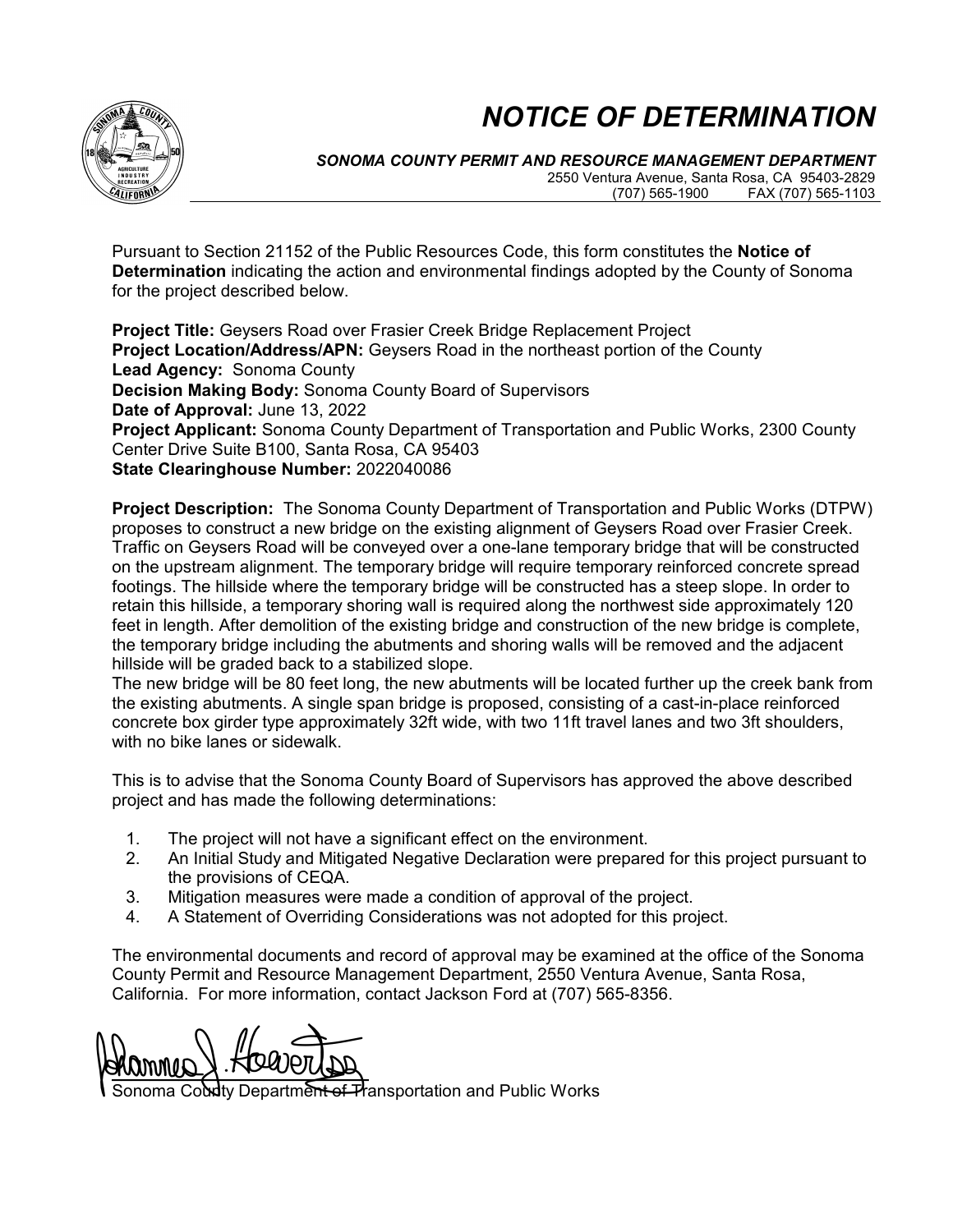# *NOTICE OF DETERMINATION*

***SONOMA COUNTY PERMIT AND RESOURCE MANAGEMENT DEPARTMENT***
2550 Ventura Avenue, Santa Rosa, CA 95403-2829
(707) 565-1900 FAX (707) 565-1103

Pursuant to Section 21152 of the Public Resources Code, this form constitutes the **Notice of Determination** indicating the action and environmental findings adopted by the County of Sonoma for the project described below.

**Project Title:** Geysers Road over Frasier Creek Bridge Replacement Project
**Project Location/Address/APN:** Geysers Road in the northeast portion of the County
**Lead Agency:** Sonoma County
**Decision Making Body:** Sonoma County Board of Supervisors
**Date of Approval:** June 13, 2022
**Project Applicant:** Sonoma County Department of Transportation and Public Works, 2300 County Center Drive Suite B100, Santa Rosa, CA 95403
**State Clearinghouse Number:** 2022040086

**Project Description:** The Sonoma County Department of Transportation and Public Works (DTPW) proposes to construct a new bridge on the existing alignment of Geysers Road over Frasier Creek. Traffic on Geysers Road will be conveyed over a one-lane temporary bridge that will be constructed on the upstream alignment. The temporary bridge will require temporary reinforced concrete spread footings. The hillside where the temporary bridge will be constructed has a steep slope. In order to retain this hillside, a temporary shoring wall is required along the northwest side approximately 120 feet in length. After demolition of the existing bridge and construction of the new bridge is complete, the temporary bridge including the abutments and shoring walls will be removed and the adjacent hillside will be graded back to a stabilized slope.
The new bridge will be 80 feet long, the new abutments will be located further up the creek bank from the existing abutments. A single span bridge is proposed, consisting of a cast-in-place reinforced concrete box girder type approximately 32ft wide, with two 11ft travel lanes and two 3ft shoulders, with no bike lanes or sidewalk.

This is to advise that the Sonoma County Board of Supervisors has approved the above described project and has made the following determinations:

1. The project will not have a significant effect on the environment.
2. An Initial Study and Mitigated Negative Declaration were prepared for this project pursuant to the provisions of CEQA.
3. Mitigation measures were made a condition of approval of the project.
4. A Statement of Overriding Considerations was not adopted for this project.

The environmental documents and record of approval may be examined at the office of the Sonoma County Permit and Resource Management Department, 2550 Ventura Avenue, Santa Rosa, California. For more information, contact Jackson Ford at (707) 565-8356.

Johannes J. Hoevertsz

Sonoma County Department of Transportation and Public Works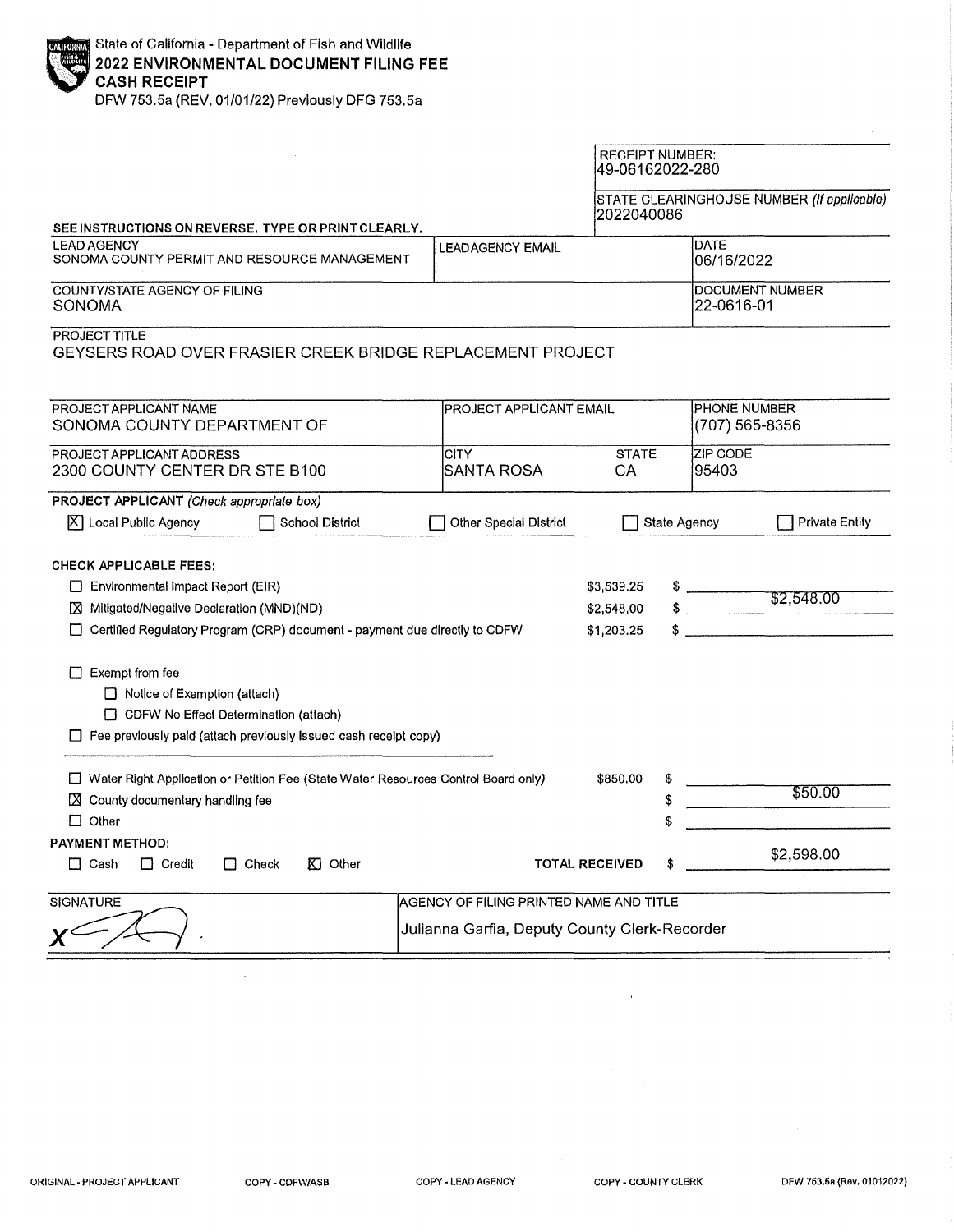State of California - Department of Fish and Wildlife
**2022 ENVIRONMENTAL DOCUMENT FILING FEE**
**CASH RECEIPT**
DFW 753.5a (REV. 01/01/22) Previously DFG 753.5a

RECEIPT NUMBER:
49-06162022-280

STATE CLEARINGHOUSE NUMBER *(If applicable)*
2022040086

**SEE INSTRUCTIONS ON REVERSE. TYPE OR PRINT CLEARLY.**

| LEAD AGENCY | LEAD AGENCY EMAIL | DATE |
|---|---|---|
| SONOMA COUNTY PERMIT AND RESOURCE MANAGEMENT | | 06/16/2022 |

| COUNTY/STATE AGENCY OF FILING | DOCUMENT NUMBER |
|---|---|
| SONOMA | 22-0616-01 |

PROJECT TITLE
GEYSERS ROAD OVER FRASIER CREEK BRIDGE REPLACEMENT PROJECT

| PROJECT APPLICANT NAME | PROJECT APPLICANT EMAIL | PHONE NUMBER |
|---|---|---|
| SONOMA COUNTY DEPARTMENT OF | | (707) 565-8356 |

| PROJECT APPLICANT ADDRESS | CITY | STATE | ZIP CODE |
|---|---|---|---|
| 2300 COUNTY CENTER DR STE B100 | SANTA ROSA | CA | 95403 |

**PROJECT APPLICANT** *(Check appropriate box)*

☒ Local Public Agency ☐ School District ☐ Other Special District ☐ State Agency ☐ Private Entity

**CHECK APPLICABLE FEES:**

| | | |
|---|---|---|
| ☐ Environmental Impact Report (EIR) | $3,539.25 | $ |
| ☒ Mitigated/Negative Declaration (MND)(ND) | $2,548.00 | $ $2,548.00 |
| ☐ Certified Regulatory Program (CRP) document - payment due directly to CDFW | $1,203.25 | $ |

☐ Exempt from fee
 ☐ Notice of Exemption (attach)
 ☐ CDFW No Effect Determination (attach)
☐ Fee previously paid (attach previously issued cash receipt copy)

| | | |
|---|---|---|
| ☐ Water Right Application or Petition Fee (State Water Resources Control Board only) | $850.00 | $ |
| ☒ County documentary handling fee | | $ $50.00 |
| ☐ Other | | $ |

**PAYMENT METHOD:**

☐ Cash ☐ Credit ☐ Check ☒ Other **TOTAL RECEIVED** $ $2,598.00

| SIGNATURE | AGENCY OF FILING PRINTED NAME AND TITLE |
|---|---|
| X | Julianna Garfia, Deputy County Clerk-Recorder |

ORIGINAL - PROJECT APPLICANT COPY - CDFW/ASB COPY - LEAD AGENCY COPY - COUNTY CLERK DFW 753.5a (Rev. 01012022)